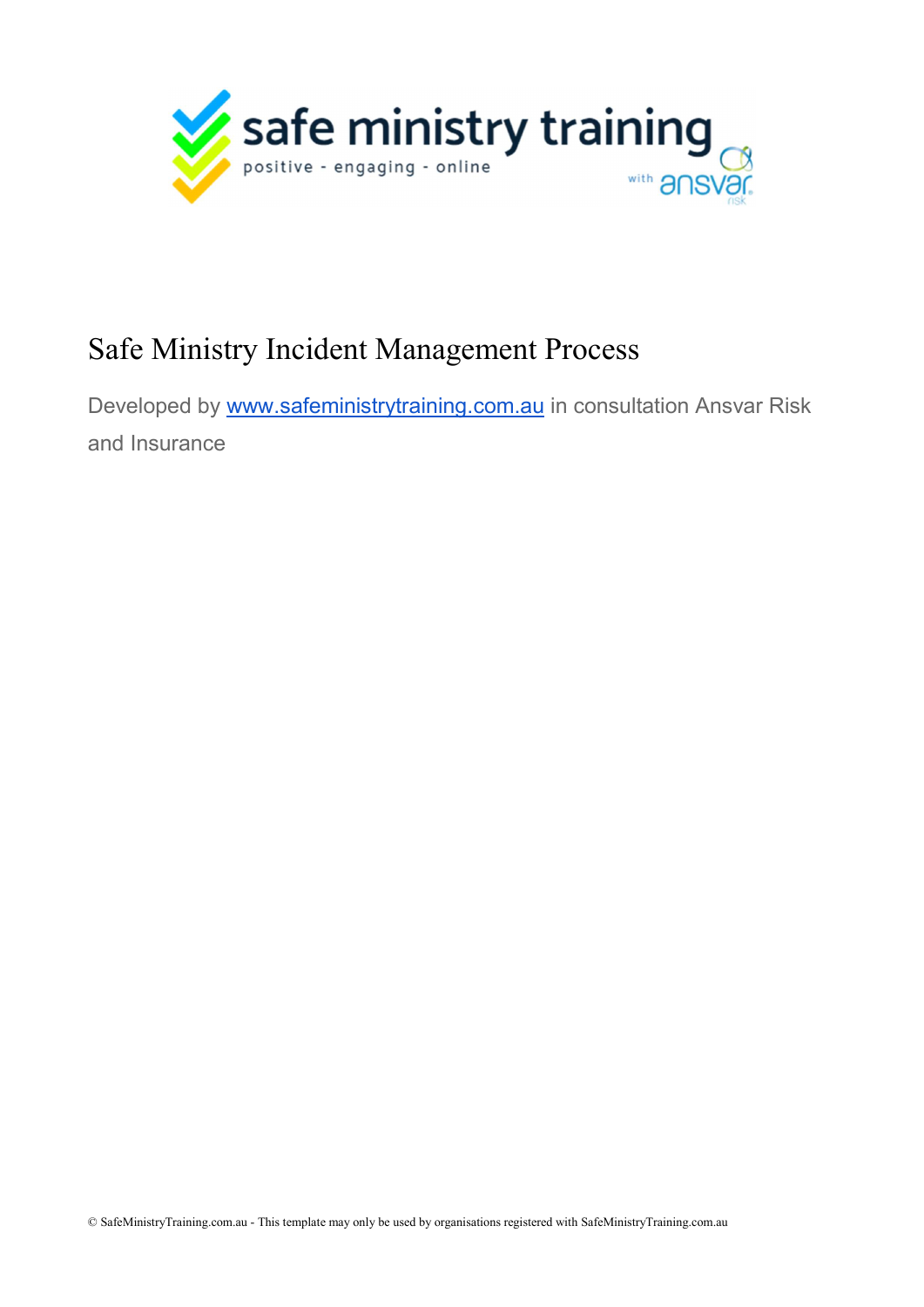# Safe Ministry Incident Management Process

Developed by www.safeministrytraining.com.au in consultation Ansvar Risk and Insurance

© SafeMinistryTraining.com.au - This template may only be used by organisations registered with SafeMinistryTraining.com.au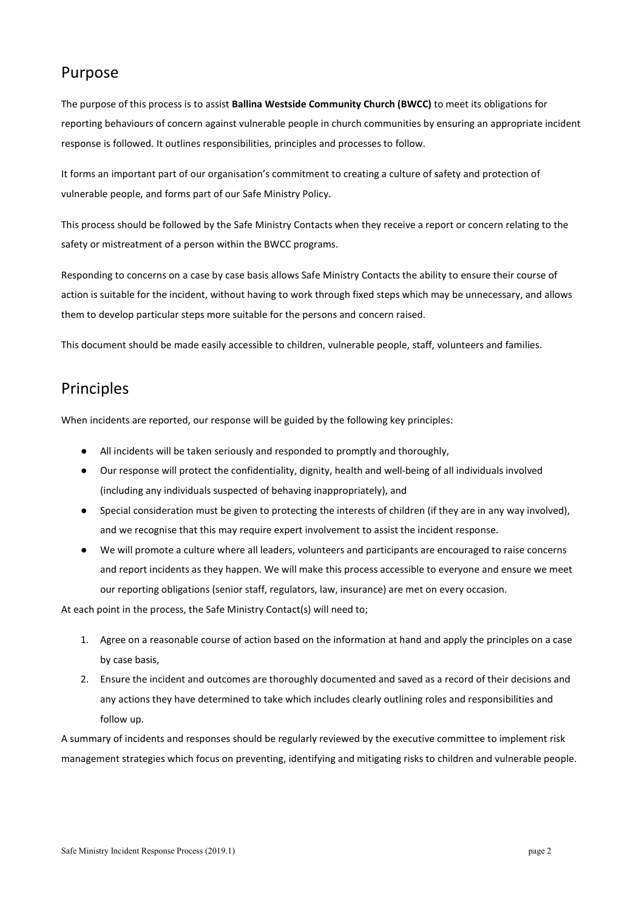## Purpose

The purpose of this process is to assist **Ballina Westside Community Church (BWCC)** to meet its obligations for reporting behaviours of concern against vulnerable people in church communities by ensuring an appropriate incident response is followed. It outlines responsibilities, principles and processes to follow.

It forms an important part of our organisation's commitment to creating a culture of safety and protection of vulnerable people, and forms part of our Safe Ministry Policy.

This process should be followed by the Safe Ministry Contacts when they receive a report or concern relating to the safety or mistreatment of a person within the BWCC programs.

Responding to concerns on a case by case basis allows Safe Ministry Contacts the ability to ensure their course of action is suitable for the incident, without having to work through fixed steps which may be unnecessary, and allows them to develop particular steps more suitable for the persons and concern raised.

This document should be made easily accessible to children, vulnerable people, staff, volunteers and families.

## Principles

When incidents are reported, our response will be guided by the following key principles:

- All incidents will be taken seriously and responded to promptly and thoroughly,
- Our response will protect the confidentiality, dignity, health and well-being of all individuals involved (including any individuals suspected of behaving inappropriately), and
- Special consideration must be given to protecting the interests of children (if they are in any way involved), and we recognise that this may require expert involvement to assist the incident response.
- We will promote a culture where all leaders, volunteers and participants are encouraged to raise concerns and report incidents as they happen. We will make this process accessible to everyone and ensure we meet our reporting obligations (senior staff, regulators, law, insurance) are met on every occasion.

At each point in the process, the Safe Ministry Contact(s) will need to;

1. Agree on a reasonable course of action based on the information at hand and apply the principles on a case by case basis,
2. Ensure the incident and outcomes are thoroughly documented and saved as a record of their decisions and any actions they have determined to take which includes clearly outlining roles and responsibilities and follow up.

A summary of incidents and responses should be regularly reviewed by the executive committee to implement risk management strategies which focus on preventing, identifying and mitigating risks to children and vulnerable people.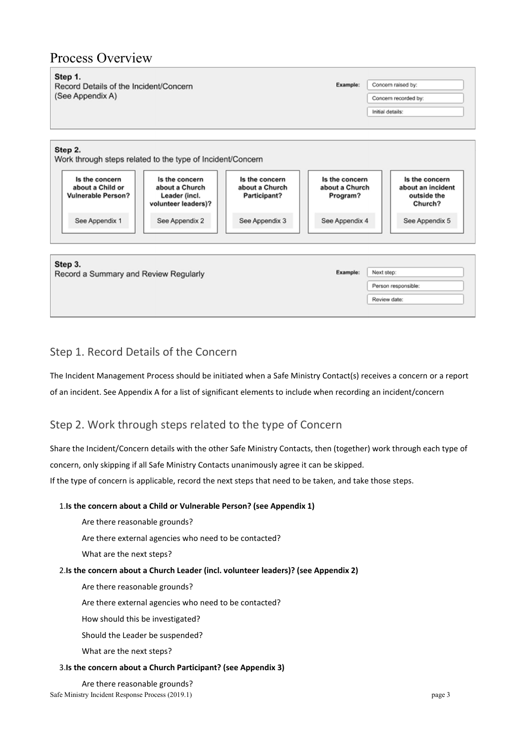# Process Overview

**Step 1.**
Record Details of the Incident/Concern
(See Appendix A)

Example:
- Concern raised by:
- Concern recorded by:
- Initial details:

**Step 2.**
Work through steps related to the type of Incident/Concern

| Is the concern about a Child or Vulnerable Person? | Is the concern about a Church Leader (incl. volunteer leaders)? | Is the concern about a Church Participant? | Is the concern about a Church Program? | Is the concern about an incident outside the Church? |
|---|---|---|---|---|
| See Appendix 1 | See Appendix 2 | See Appendix 3 | See Appendix 4 | See Appendix 5 |

**Step 3.**
Record a Summary and Review Regularly

Example:
- Next step:
- Person responsible:
- Review date:

## Step 1. Record Details of the Concern

The Incident Management Process should be initiated when a Safe Ministry Contact(s) receives a concern or a report of an incident. See Appendix A for a list of significant elements to include when recording an incident/concern

## Step 2. Work through steps related to the type of Concern

Share the Incident/Concern details with the other Safe Ministry Contacts, then (together) work through each type of concern, only skipping if all Safe Ministry Contacts unanimously agree it can be skipped.
If the type of concern is applicable, record the next steps that need to be taken, and take those steps.

1. **Is the concern about a Child or Vulnerable Person? (see Appendix 1)**
   - Are there reasonable grounds?
   - Are there external agencies who need to be contacted?
   - What are the next steps?
2. **Is the concern about a Church Leader (incl. volunteer leaders)? (see Appendix 2)**
   - Are there reasonable grounds?
   - Are there external agencies who need to be contacted?
   - How should this be investigated?
   - Should the Leader be suspended?
   - What are the next steps?
3. **Is the concern about a Church Participant? (see Appendix 3)**
   - Are there reasonable grounds?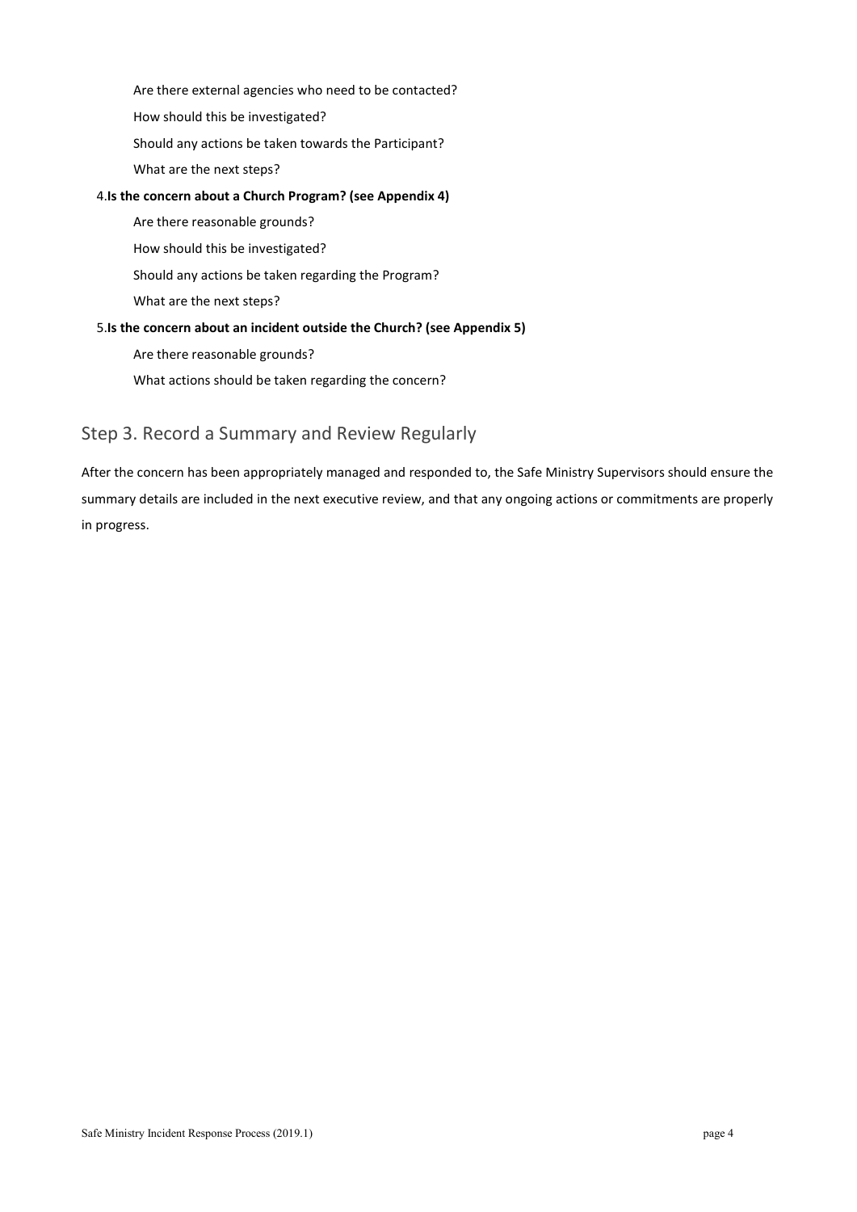Are there external agencies who need to be contacted?

How should this be investigated?

Should any actions be taken towards the Participant?

What are the next steps?

4. **Is the concern about a Church Program? (see Appendix 4)**

Are there reasonable grounds?

How should this be investigated?

Should any actions be taken regarding the Program?

What are the next steps?

5. **Is the concern about an incident outside the Church? (see Appendix 5)**

Are there reasonable grounds?

What actions should be taken regarding the concern?

## Step 3. Record a Summary and Review Regularly

After the concern has been appropriately managed and responded to, the Safe Ministry Supervisors should ensure the summary details are included in the next executive review, and that any ongoing actions or commitments are properly in progress.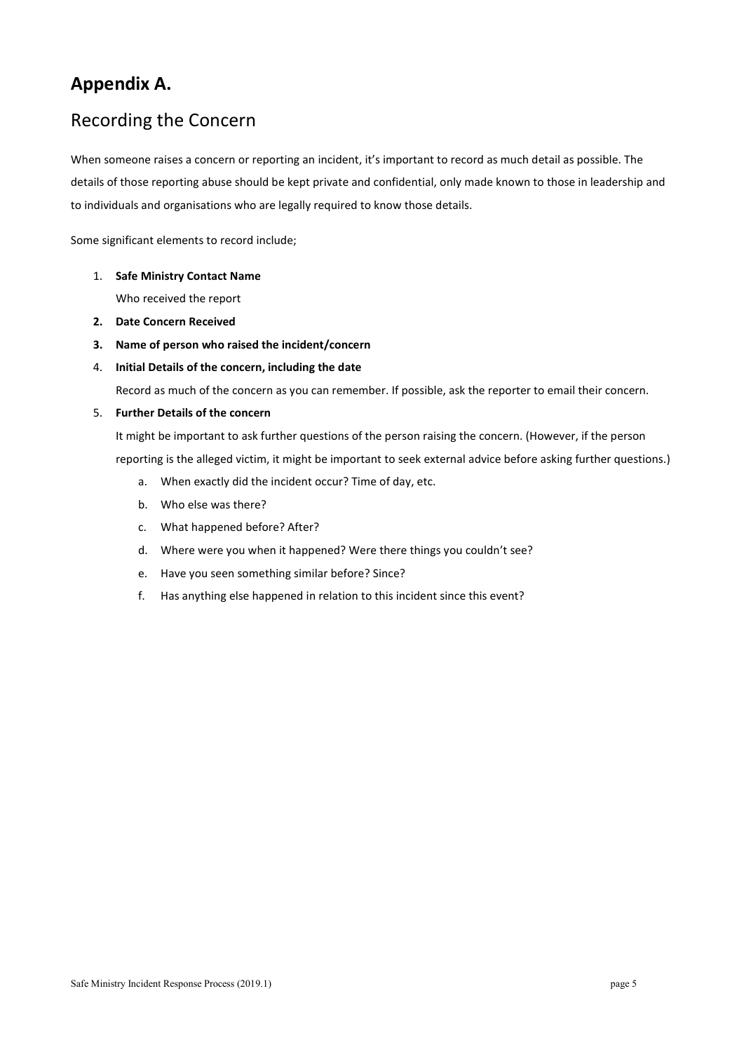# Appendix A.

## Recording the Concern

When someone raises a concern or reporting an incident, it's important to record as much detail as possible. The details of those reporting abuse should be kept private and confidential, only made known to those in leadership and to individuals and organisations who are legally required to know those details.

Some significant elements to record include;

1. **Safe Ministry Contact Name**
   Who received the report
2. **Date Concern Received**
3. **Name of person who raised the incident/concern**
4. **Initial Details of the concern, including the date**
   Record as much of the concern as you can remember. If possible, ask the reporter to email their concern.
5. **Further Details of the concern**
   It might be important to ask further questions of the person raising the concern. (However, if the person reporting is the alleged victim, it might be important to seek external advice before asking further questions.)
   a. When exactly did the incident occur? Time of day, etc.
   b. Who else was there?
   c. What happened before? After?
   d. Where were you when it happened? Were there things you couldn't see?
   e. Have you seen something similar before? Since?
   f. Has anything else happened in relation to this incident since this event?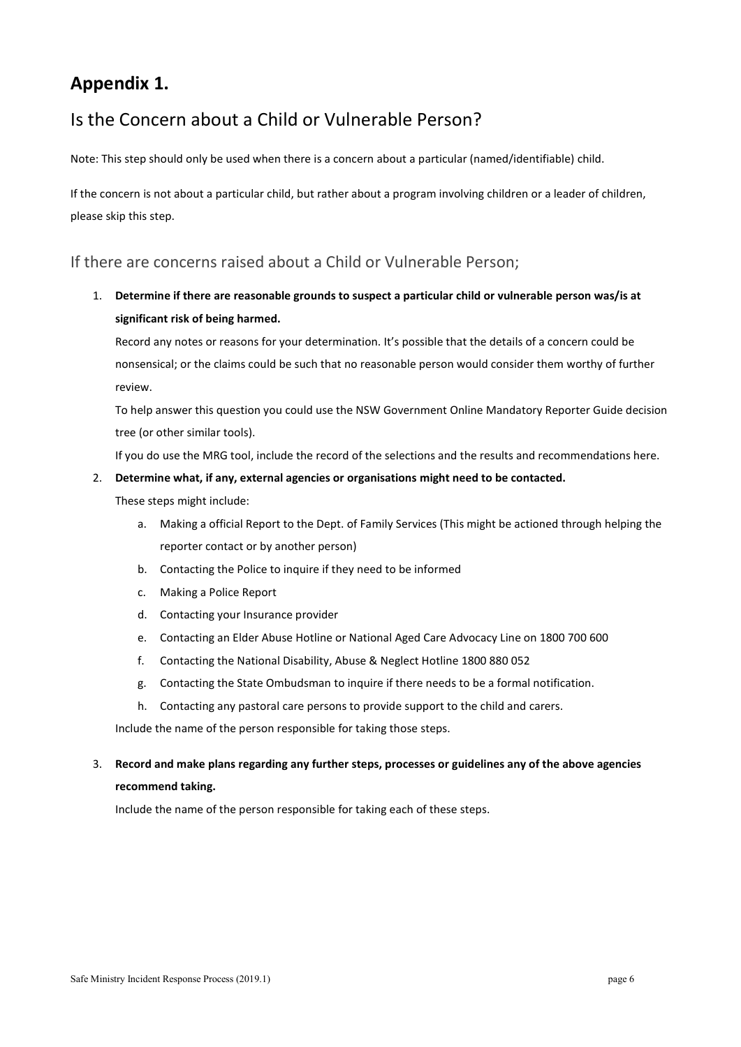# Appendix 1.

## Is the Concern about a Child or Vulnerable Person?

Note: This step should only be used when there is a concern about a particular (named/identifiable) child.

If the concern is not about a particular child, but rather about a program involving children or a leader of children, please skip this step.

### If there are concerns raised about a Child or Vulnerable Person;

1. **Determine if there are reasonable grounds to suspect a particular child or vulnerable person was/is at significant risk of being harmed.**

   Record any notes or reasons for your determination. It's possible that the details of a concern could be nonsensical; or the claims could be such that no reasonable person would consider them worthy of further review.

   To help answer this question you could use the NSW Government Online Mandatory Reporter Guide decision tree (or other similar tools).

   If you do use the MRG tool, include the record of the selections and the results and recommendations here.

2. **Determine what, if any, external agencies or organisations might need to be contacted.**

   These steps might include:

   a. Making a official Report to the Dept. of Family Services (This might be actioned through helping the reporter contact or by another person)
   b. Contacting the Police to inquire if they need to be informed
   c. Making a Police Report
   d. Contacting your Insurance provider
   e. Contacting an Elder Abuse Hotline or National Aged Care Advocacy Line on 1800 700 600
   f. Contacting the National Disability, Abuse & Neglect Hotline 1800 880 052
   g. Contacting the State Ombudsman to inquire if there needs to be a formal notification.
   h. Contacting any pastoral care persons to provide support to the child and carers.

   Include the name of the person responsible for taking those steps.

3. **Record and make plans regarding any further steps, processes or guidelines any of the above agencies recommend taking.**

   Include the name of the person responsible for taking each of these steps.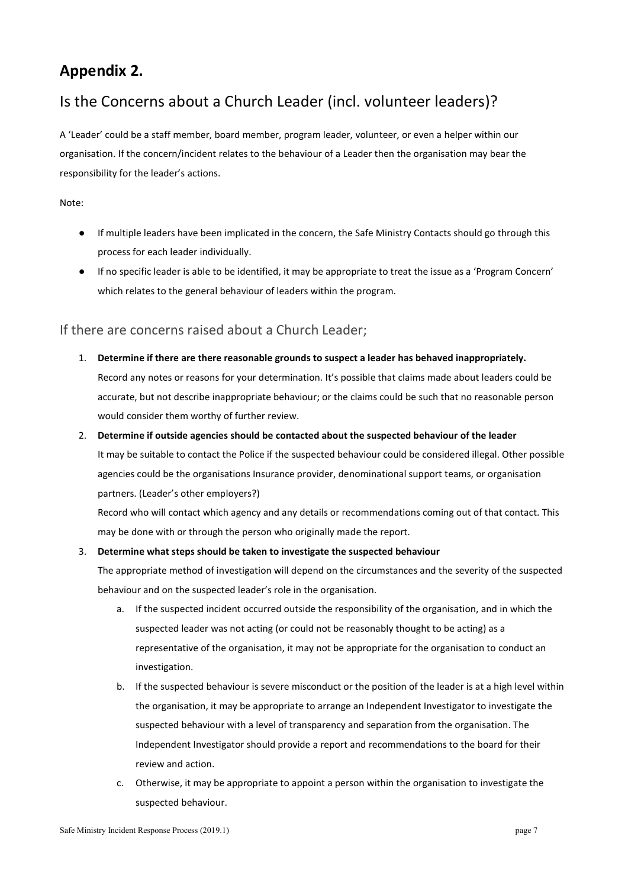## Appendix 2.

## Is the Concerns about a Church Leader (incl. volunteer leaders)?

A 'Leader' could be a staff member, board member, program leader, volunteer, or even a helper within our organisation. If the concern/incident relates to the behaviour of a Leader then the organisation may bear the responsibility for the leader's actions.

Note:

- If multiple leaders have been implicated in the concern, the Safe Ministry Contacts should go through this process for each leader individually.
- If no specific leader is able to be identified, it may be appropriate to treat the issue as a 'Program Concern' which relates to the general behaviour of leaders within the program.

### If there are concerns raised about a Church Leader;

1. **Determine if there are there reasonable grounds to suspect a leader has behaved inappropriately.**
   Record any notes or reasons for your determination. It's possible that claims made about leaders could be accurate, but not describe inappropriate behaviour; or the claims could be such that no reasonable person would consider them worthy of further review.
2. **Determine if outside agencies should be contacted about the suspected behaviour of the leader**
   It may be suitable to contact the Police if the suspected behaviour could be considered illegal. Other possible agencies could be the organisations Insurance provider, denominational support teams, or organisation partners. (Leader's other employers?)
   Record who will contact which agency and any details or recommendations coming out of that contact. This may be done with or through the person who originally made the report.
3. **Determine what steps should be taken to investigate the suspected behaviour**
   The appropriate method of investigation will depend on the circumstances and the severity of the suspected behaviour and on the suspected leader's role in the organisation.
   a. If the suspected incident occurred outside the responsibility of the organisation, and in which the suspected leader was not acting (or could not be reasonably thought to be acting) as a representative of the organisation, it may not be appropriate for the organisation to conduct an investigation.
   b. If the suspected behaviour is severe misconduct or the position of the leader is at a high level within the organisation, it may be appropriate to arrange an Independent Investigator to investigate the suspected behaviour with a level of transparency and separation from the organisation. The Independent Investigator should provide a report and recommendations to the board for their review and action.
   c. Otherwise, it may be appropriate to appoint a person within the organisation to investigate the suspected behaviour.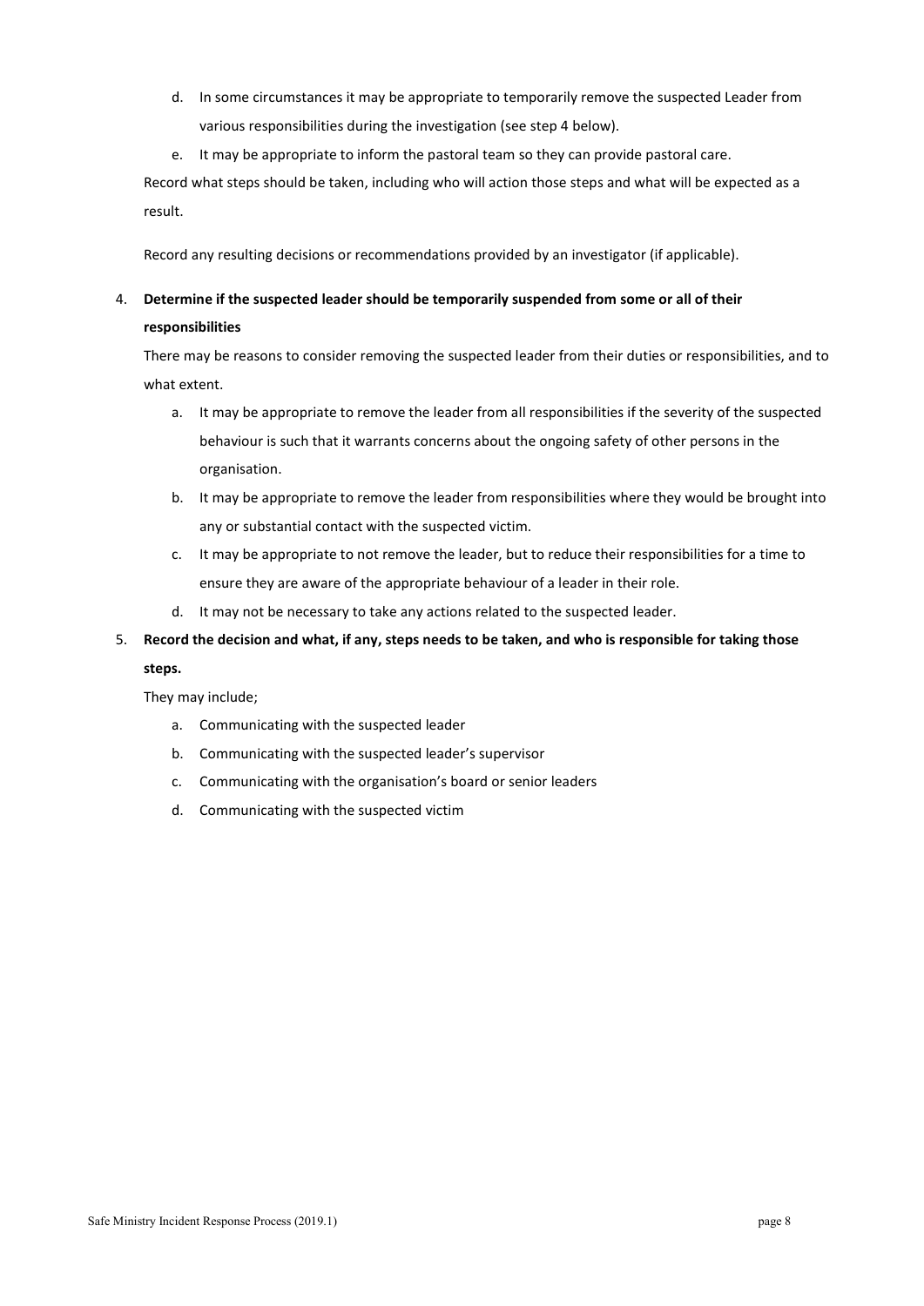d. In some circumstances it may be appropriate to temporarily remove the suspected Leader from various responsibilities during the investigation (see step 4 below).

e. It may be appropriate to inform the pastoral team so they can provide pastoral care.

Record what steps should be taken, including who will action those steps and what will be expected as a result.

Record any resulting decisions or recommendations provided by an investigator (if applicable).

4. **Determine if the suspected leader should be temporarily suspended from some or all of their responsibilities**

   There may be reasons to consider removing the suspected leader from their duties or responsibilities, and to what extent.

   a. It may be appropriate to remove the leader from all responsibilities if the severity of the suspected behaviour is such that it warrants concerns about the ongoing safety of other persons in the organisation.
   b. It may be appropriate to remove the leader from responsibilities where they would be brought into any or substantial contact with the suspected victim.
   c. It may be appropriate to not remove the leader, but to reduce their responsibilities for a time to ensure they are aware of the appropriate behaviour of a leader in their role.
   d. It may not be necessary to take any actions related to the suspected leader.

5. **Record the decision and what, if any, steps needs to be taken, and who is responsible for taking those steps.**

   They may include;

   a. Communicating with the suspected leader
   b. Communicating with the suspected leader's supervisor
   c. Communicating with the organisation's board or senior leaders
   d. Communicating with the suspected victim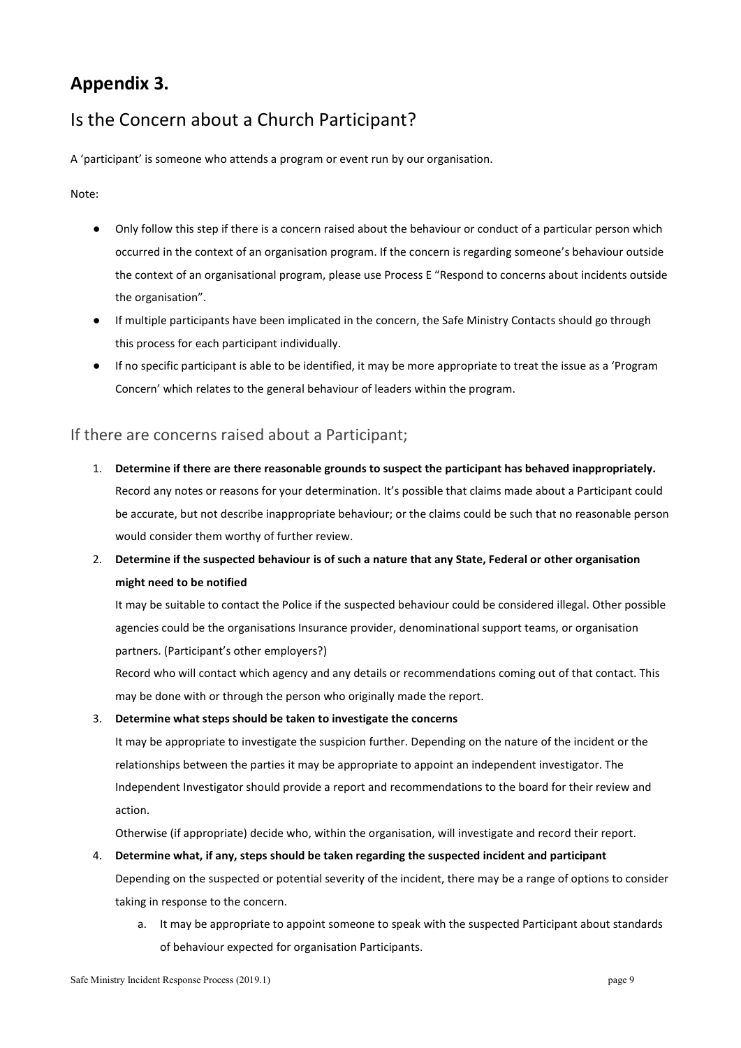## Appendix 3.

# Is the Concern about a Church Participant?

A 'participant' is someone who attends a program or event run by our organisation.

Note:

- Only follow this step if there is a concern raised about the behaviour or conduct of a particular person which occurred in the context of an organisation program. If the concern is regarding someone's behaviour outside the context of an organisational program, please use Process E "Respond to concerns about incidents outside the organisation".
- If multiple participants have been implicated in the concern, the Safe Ministry Contacts should go through this process for each participant individually.
- If no specific participant is able to be identified, it may be more appropriate to treat the issue as a 'Program Concern' which relates to the general behaviour of leaders within the program.

## If there are concerns raised about a Participant;

1. **Determine if there are there reasonable grounds to suspect the participant has behaved inappropriately.** Record any notes or reasons for your determination. It's possible that claims made about a Participant could be accurate, but not describe inappropriate behaviour; or the claims could be such that no reasonable person would consider them worthy of further review.
2. **Determine if the suspected behaviour is of such a nature that any State, Federal or other organisation might need to be notified**

   It may be suitable to contact the Police if the suspected behaviour could be considered illegal. Other possible agencies could be the organisations Insurance provider, denominational support teams, or organisation partners. (Participant's other employers?)

   Record who will contact which agency and any details or recommendations coming out of that contact. This may be done with or through the person who originally made the report.
3. **Determine what steps should be taken to investigate the concerns**

   It may be appropriate to investigate the suspicion further. Depending on the nature of the incident or the relationships between the parties it may be appropriate to appoint an independent investigator. The Independent Investigator should provide a report and recommendations to the board for their review and action.

   Otherwise (if appropriate) decide who, within the organisation, will investigate and record their report.
4. **Determine what, if any, steps should be taken regarding the suspected incident and participant**

   Depending on the suspected or potential severity of the incident, there may be a range of options to consider taking in response to the concern.

   a. It may be appropriate to appoint someone to speak with the suspected Participant about standards of behaviour expected for organisation Participants.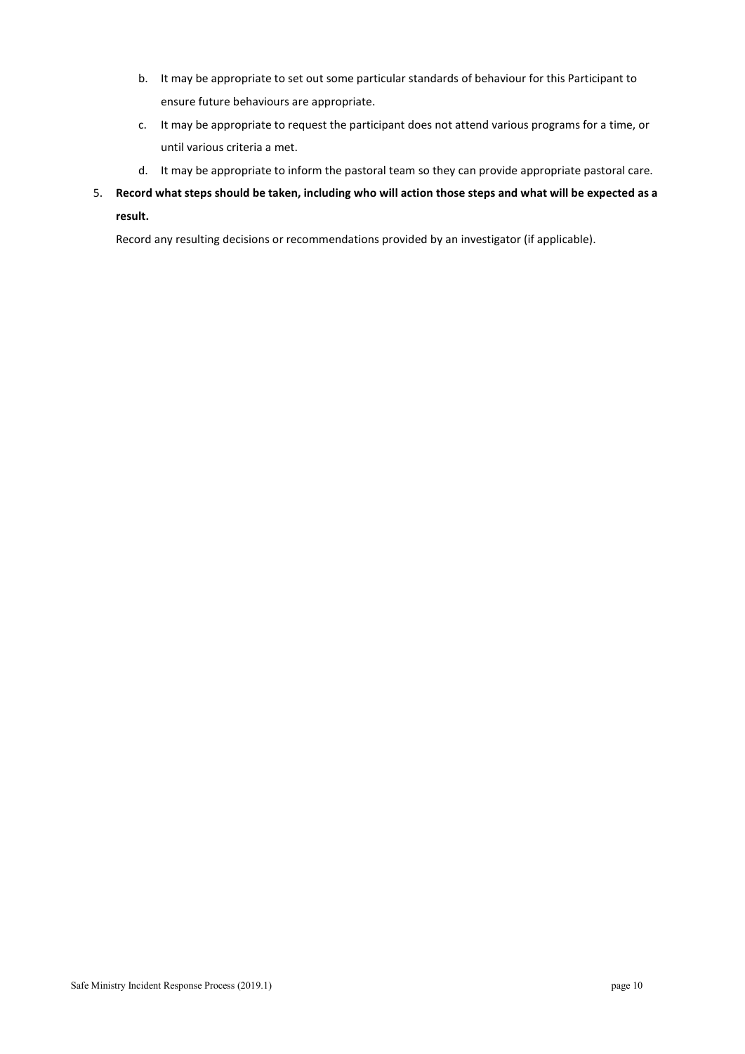b. It may be appropriate to set out some particular standards of behaviour for this Participant to ensure future behaviours are appropriate.
   c. It may be appropriate to request the participant does not attend various programs for a time, or until various criteria a met.
   d. It may be appropriate to inform the pastoral team so they can provide appropriate pastoral care.

5. **Record what steps should be taken, including who will action those steps and what will be expected as a result.**

   Record any resulting decisions or recommendations provided by an investigator (if applicable).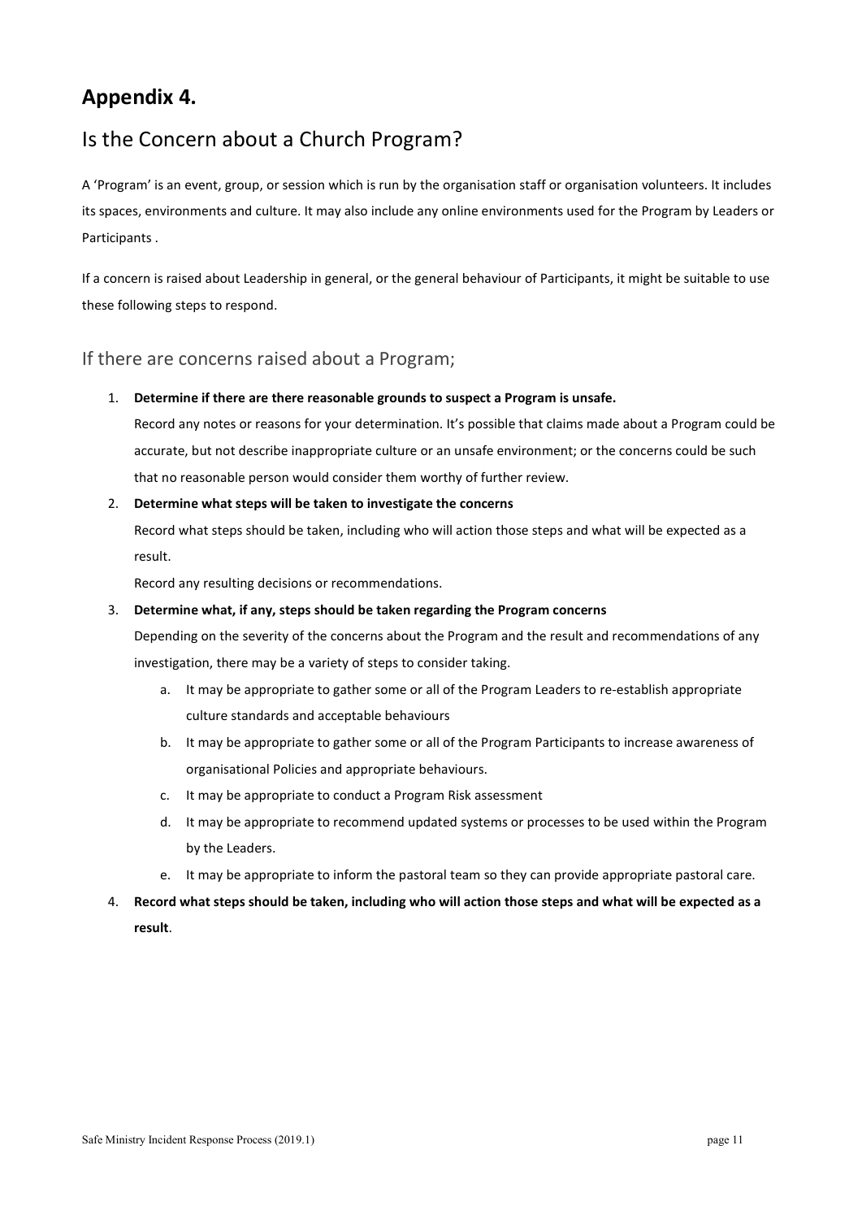# Appendix 4.

## Is the Concern about a Church Program?

A 'Program' is an event, group, or session which is run by the organisation staff or organisation volunteers. It includes its spaces, environments and culture. It may also include any online environments used for the Program by Leaders or Participants .

If a concern is raised about Leadership in general, or the general behaviour of Participants, it might be suitable to use these following steps to respond.

### If there are concerns raised about a Program;

1. **Determine if there are there reasonable grounds to suspect a Program is unsafe.**
   Record any notes or reasons for your determination. It's possible that claims made about a Program could be accurate, but not describe inappropriate culture or an unsafe environment; or the concerns could be such that no reasonable person would consider them worthy of further review.
2. **Determine what steps will be taken to investigate the concerns**
   Record what steps should be taken, including who will action those steps and what will be expected as a result.
   Record any resulting decisions or recommendations.
3. **Determine what, if any, steps should be taken regarding the Program concerns**
   Depending on the severity of the concerns about the Program and the result and recommendations of any investigation, there may be a variety of steps to consider taking.
   a. It may be appropriate to gather some or all of the Program Leaders to re-establish appropriate culture standards and acceptable behaviours
   b. It may be appropriate to gather some or all of the Program Participants to increase awareness of organisational Policies and appropriate behaviours.
   c. It may be appropriate to conduct a Program Risk assessment
   d. It may be appropriate to recommend updated systems or processes to be used within the Program by the Leaders.
   e. It may be appropriate to inform the pastoral team so they can provide appropriate pastoral care.
4. **Record what steps should be taken, including who will action those steps and what will be expected as a result**.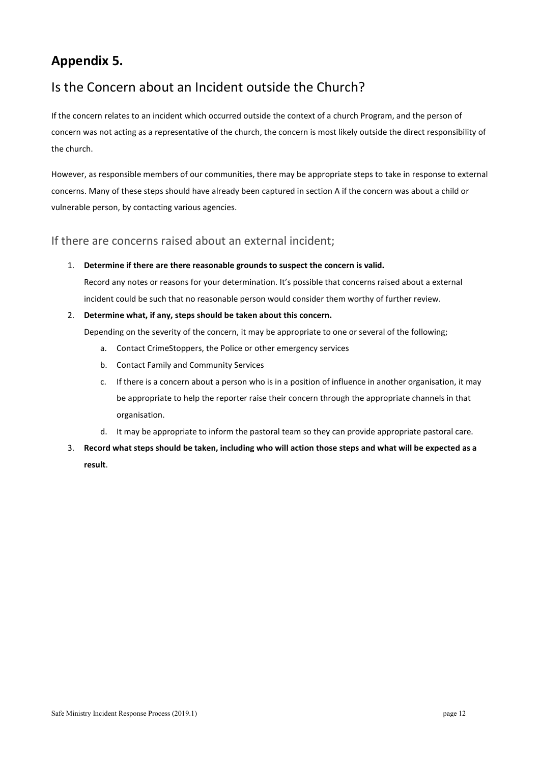## Appendix 5.

# Is the Concern about an Incident outside the Church?

If the concern relates to an incident which occurred outside the context of a church Program, and the person of concern was not acting as a representative of the church, the concern is most likely outside the direct responsibility of the church.

However, as responsible members of our communities, there may be appropriate steps to take in response to external concerns. Many of these steps should have already been captured in section A if the concern was about a child or vulnerable person, by contacting various agencies.

### If there are concerns raised about an external incident;

1. **Determine if there are there reasonable grounds to suspect the concern is valid.**
   Record any notes or reasons for your determination. It's possible that concerns raised about a external incident could be such that no reasonable person would consider them worthy of further review.
2. **Determine what, if any, steps should be taken about this concern.**
   Depending on the severity of the concern, it may be appropriate to one or several of the following;
   a. Contact CrimeStoppers, the Police or other emergency services
   b. Contact Family and Community Services
   c. If there is a concern about a person who is in a position of influence in another organisation, it may be appropriate to help the reporter raise their concern through the appropriate channels in that organisation.
   d. It may be appropriate to inform the pastoral team so they can provide appropriate pastoral care.
3. **Record what steps should be taken, including who will action those steps and what will be expected as a result**.